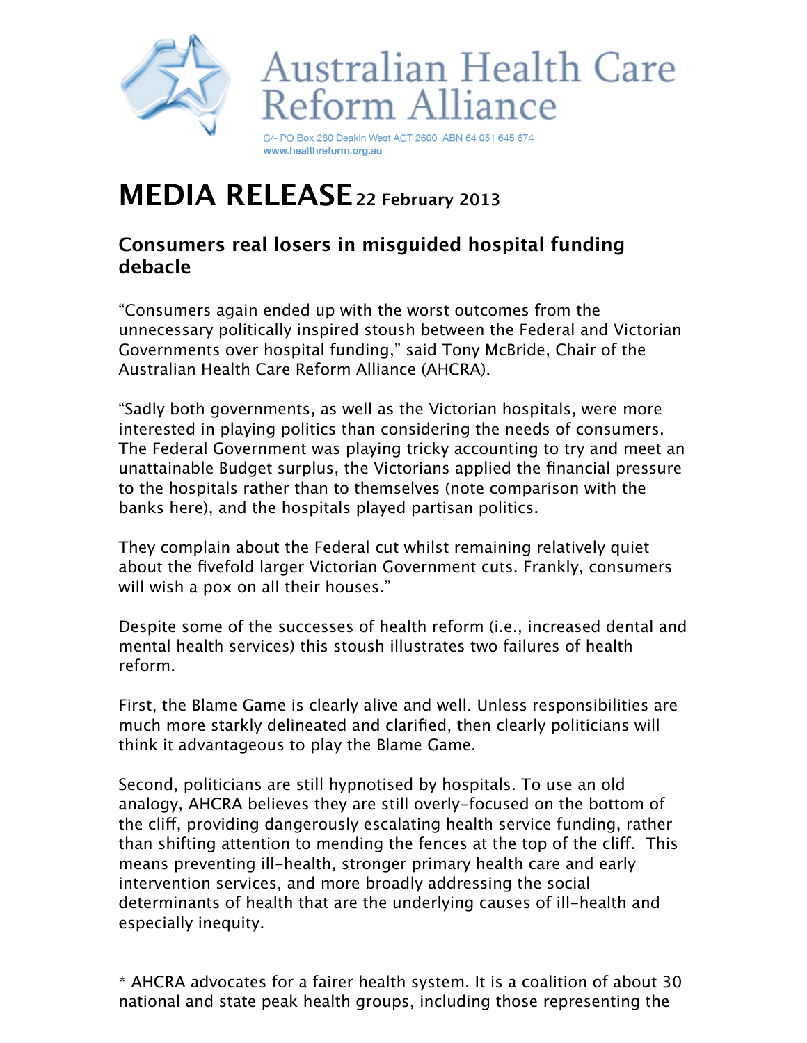# Australian Health Care Reform Alliance

C/- PO Box 280 Deakin West ACT 2600 ABN 64 051 645 674
www.healthreform.org.au

# MEDIA RELEASE 22 February 2013

## Consumers real losers in misguided hospital funding debacle

"Consumers again ended up with the worst outcomes from the unnecessary politically inspired stoush between the Federal and Victorian Governments over hospital funding," said Tony McBride, Chair of the Australian Health Care Reform Alliance (AHCRA).

"Sadly both governments, as well as the Victorian hospitals, were more interested in playing politics than considering the needs of consumers. The Federal Government was playing tricky accounting to try and meet an unattainable Budget surplus, the Victorians applied the financial pressure to the hospitals rather than to themselves (note comparison with the banks here), and the hospitals played partisan politics.

They complain about the Federal cut whilst remaining relatively quiet about the fivefold larger Victorian Government cuts. Frankly, consumers will wish a pox on all their houses."

Despite some of the successes of health reform (i.e., increased dental and mental health services) this stoush illustrates two failures of health reform.

First, the Blame Game is clearly alive and well. Unless responsibilities are much more starkly delineated and clarified, then clearly politicians will think it advantageous to play the Blame Game.

Second, politicians are still hypnotised by hospitals. To use an old analogy, AHCRA believes they are still overly-focused on the bottom of the cliff, providing dangerously escalating health service funding, rather than shifting attention to mending the fences at the top of the cliff. This means preventing ill-health, stronger primary health care and early intervention services, and more broadly addressing the social determinants of health that are the underlying causes of ill-health and especially inequity.

* AHCRA advocates for a fairer health system. It is a coalition of about 30 national and state peak health groups, including those representing the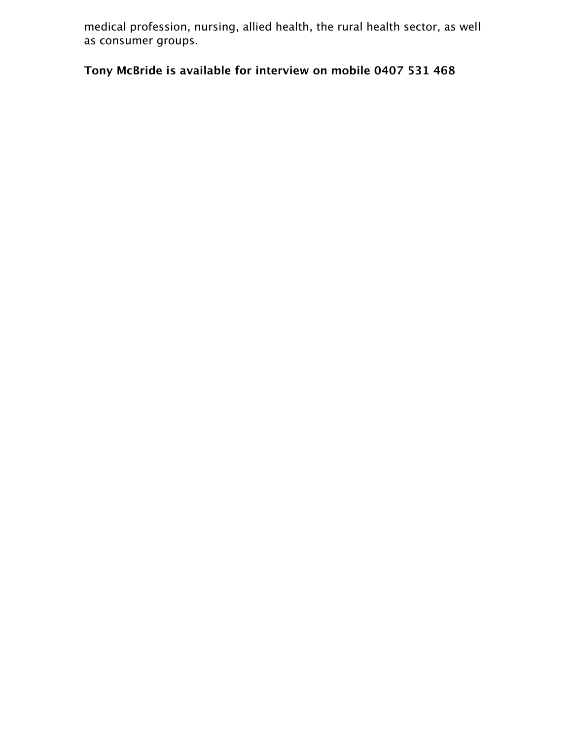medical profession, nursing, allied health, the rural health sector, as well as consumer groups.

**Tony McBride is available for interview on mobile 0407 531 468**